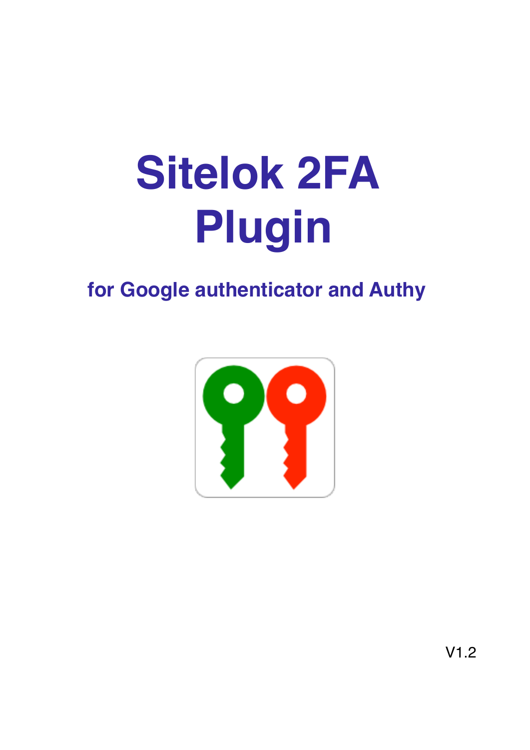# Sitelok 2FA Plugin

## for Google authenticator and Authy

V1.2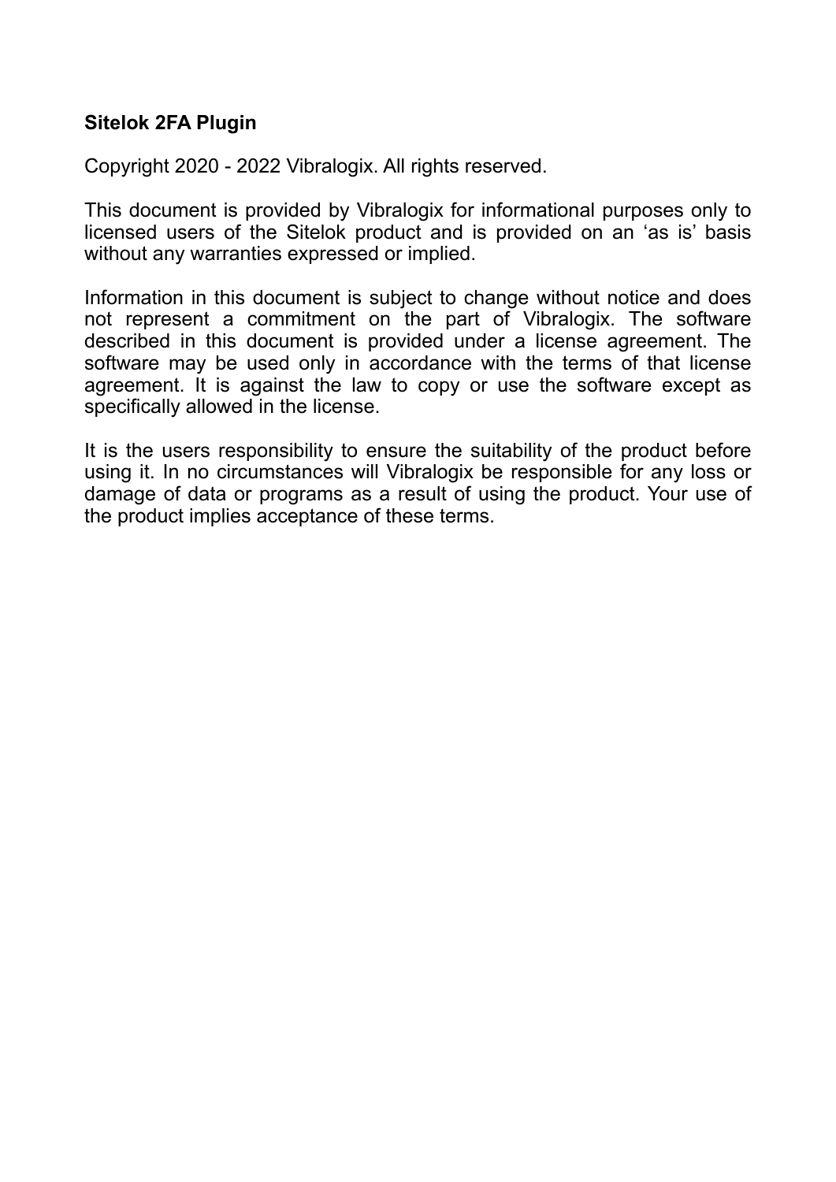**Sitelok 2FA Plugin**

Copyright 2020 - 2022 Vibralogix. All rights reserved.

This document is provided by Vibralogix for informational purposes only to licensed users of the Sitelok product and is provided on an ‘as is’ basis without any warranties expressed or implied.

Information in this document is subject to change without notice and does not represent a commitment on the part of Vibralogix. The software described in this document is provided under a license agreement. The software may be used only in accordance with the terms of that license agreement. It is against the law to copy or use the software except as specifically allowed in the license.

It is the users responsibility to ensure the suitability of the product before using it. In no circumstances will Vibralogix be responsible for any loss or damage of data or programs as a result of using the product. Your use of the product implies acceptance of these terms.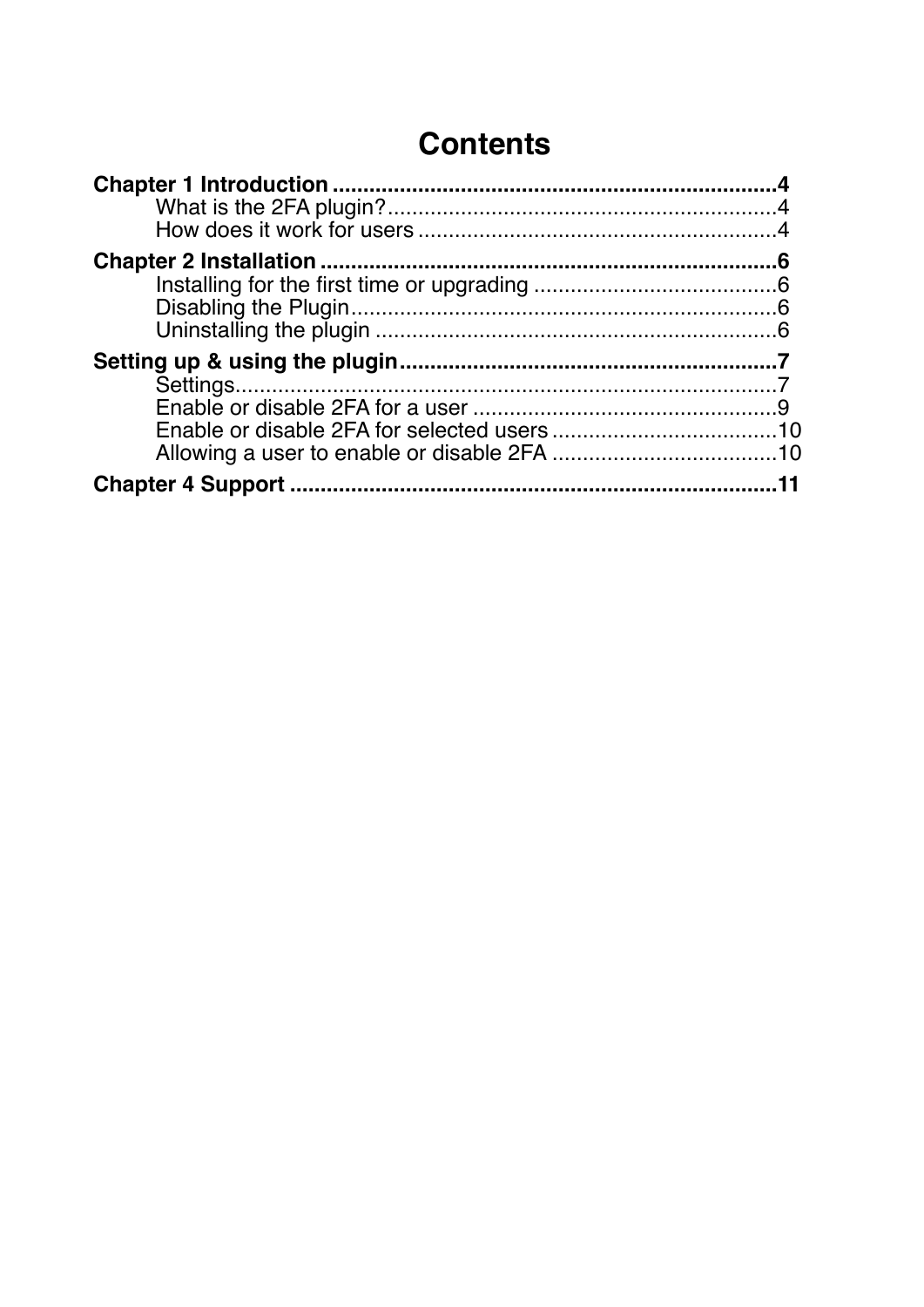# Contents

**Chapter 1 Introduction** ........................................................................ **4**
- What is the 2FA plugin? ................................................................ 4
- How does it work for users .......................................................... 4

**Chapter 2 Installation** .......................................................................... **6**
- Installing for the first time or upgrading ........................................ 6
- Disabling the Plugin ....................................................................... 6
- Uninstalling the plugin ................................................................... 6

**Setting up & using the plugin** ............................................................. **7**
- Settings ........................................................................................... 7
- Enable or disable 2FA for a user ................................................... 9
- Enable or disable 2FA for selected users ...................................... 10
- Allowing a user to enable or disable 2FA ...................................... 10

**Chapter 4 Support** ............................................................................... **11**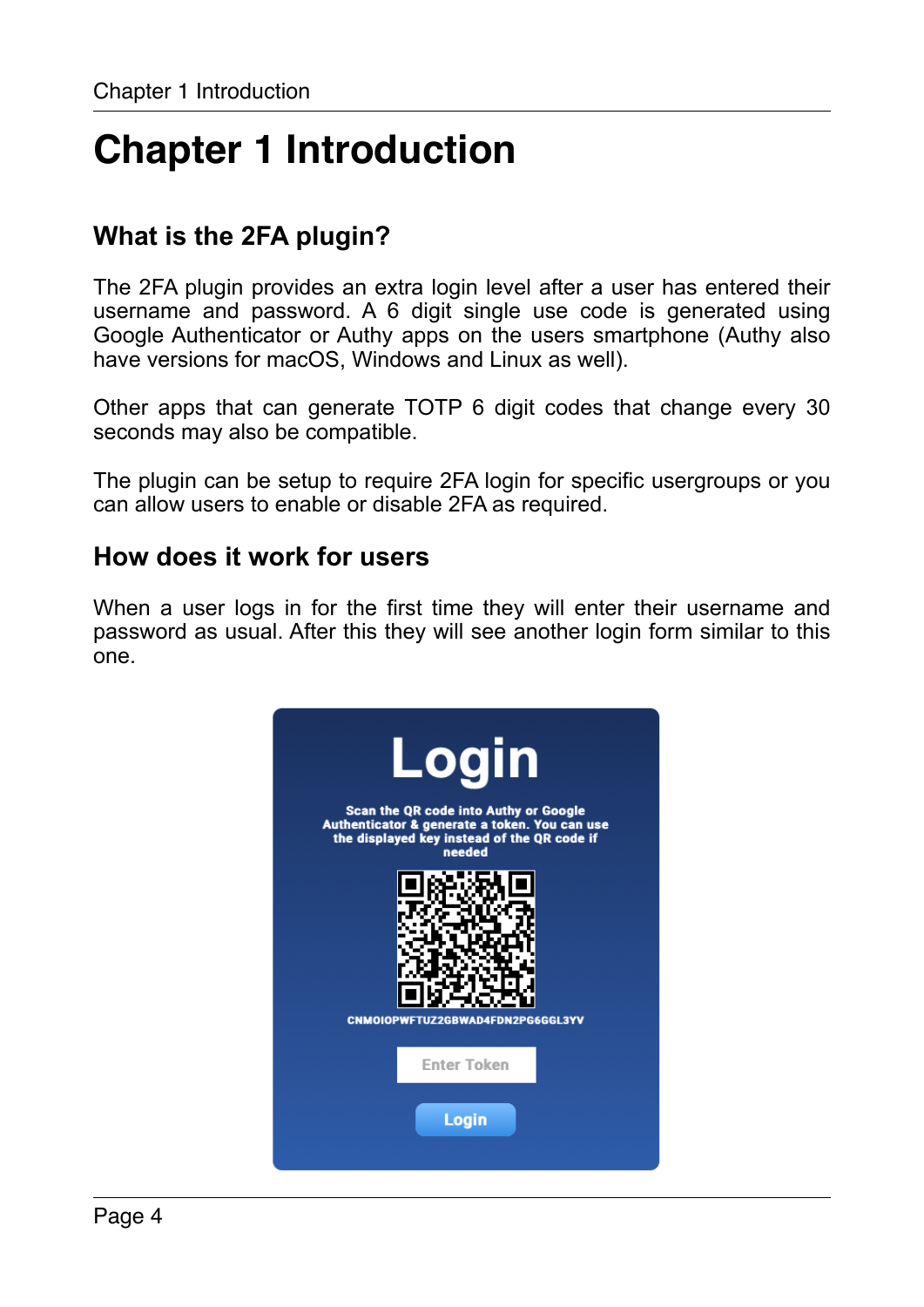# Chapter 1 Introduction

## What is the 2FA plugin?

The 2FA plugin provides an extra login level after a user has entered their username and password. A 6 digit single use code is generated using Google Authenticator or Authy apps on the users smartphone (Authy also have versions for macOS, Windows and Linux as well).

Other apps that can generate TOTP 6 digit codes that change every 30 seconds may also be compatible.

The plugin can be setup to require 2FA login for specific usergroups or you can allow users to enable or disable 2FA as required.

## How does it work for users

When a user logs in for the first time they will enter their username and password as usual. After this they will see another login form similar to this one.

Login

Scan the QR code into Authy or Google Authenticator & generate a token. You can use the displayed key instead of the QR code if needed

CNMOIOPWFTUZ2GBWAD4FDN2PG6GGL3YV

Enter Token

Login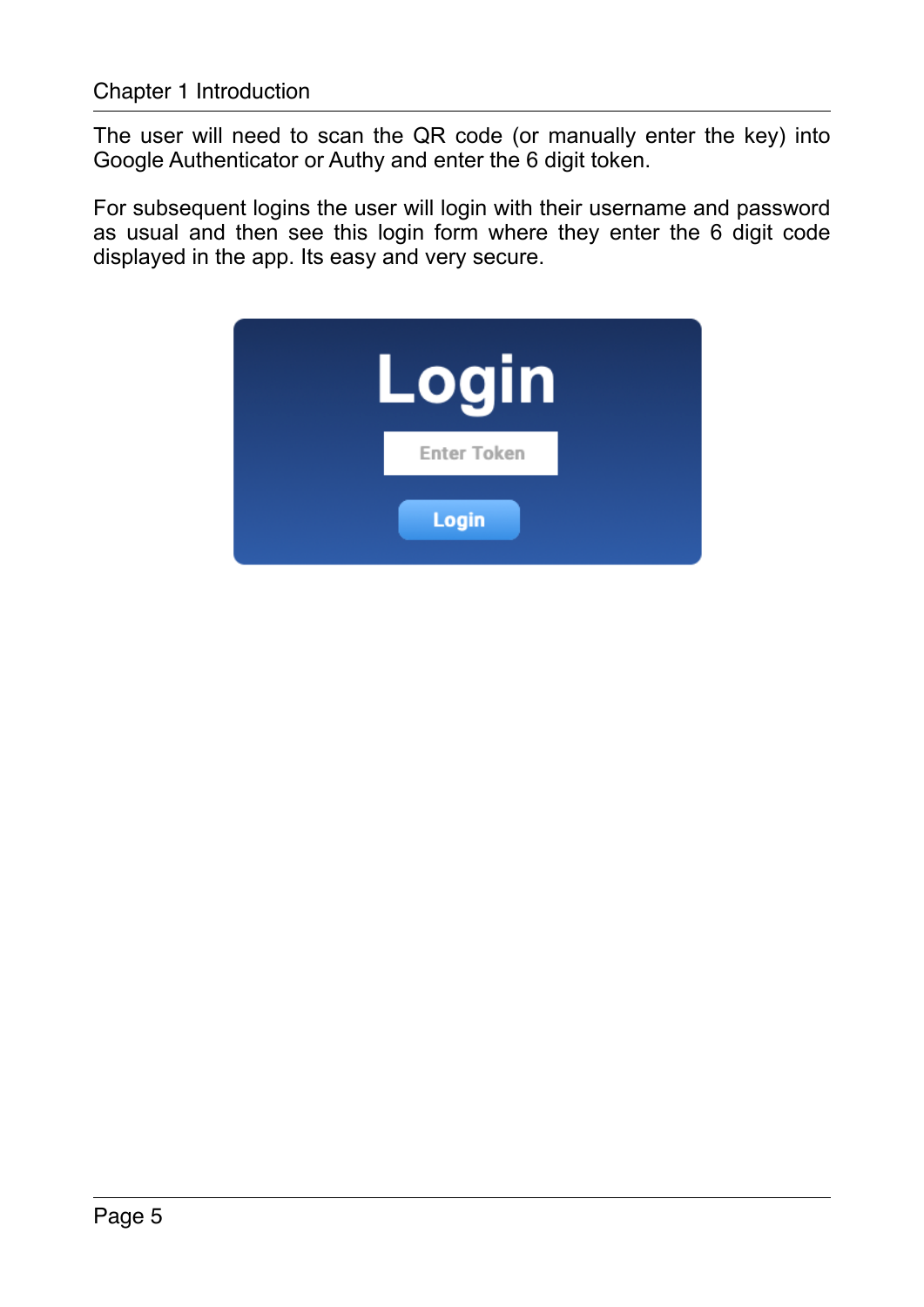The user will need to scan the QR code (or manually enter the key) into Google Authenticator or Authy and enter the 6 digit token.

For subsequent logins the user will login with their username and password as usual and then see this login form where they enter the 6 digit code displayed in the app. Its easy and very secure.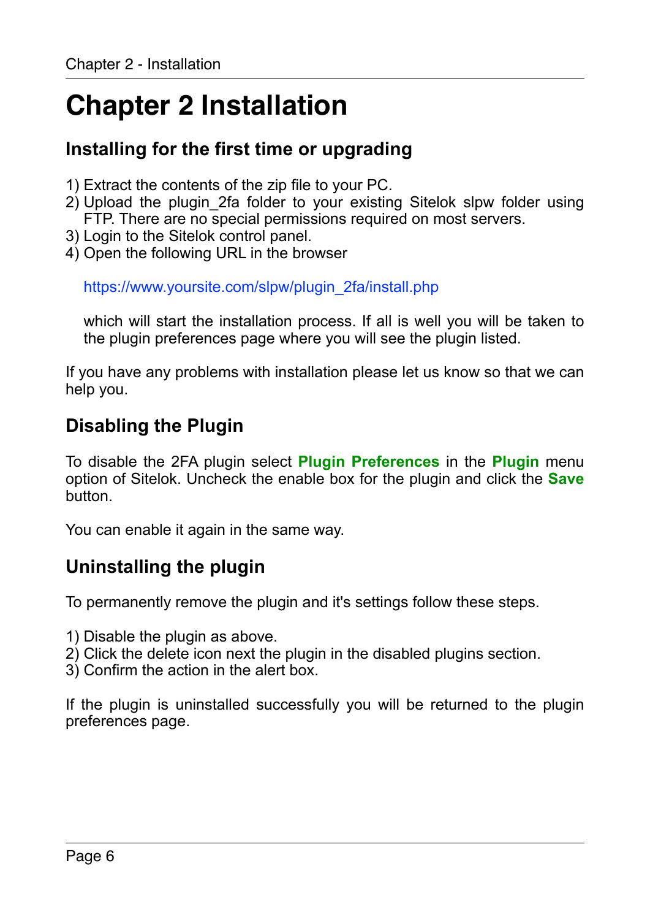# Chapter 2 Installation

## Installing for the first time or upgrading

1) Extract the contents of the zip file to your PC.
2) Upload the plugin_2fa folder to your existing Sitelok slpw folder using FTP. There are no special permissions required on most servers.
3) Login to the Sitelok control panel.
4) Open the following URL in the browser

   https://www.yoursite.com/slpw/plugin_2fa/install.php

   which will start the installation process. If all is well you will be taken to the plugin preferences page where you will see the plugin listed.

If you have any problems with installation please let us know so that we can help you.

## Disabling the Plugin

To disable the 2FA plugin select **Plugin Preferences** in the **Plugin** menu option of Sitelok. Uncheck the enable box for the plugin and click the **Save** button.

You can enable it again in the same way.

## Uninstalling the plugin

To permanently remove the plugin and it's settings follow these steps.

1) Disable the plugin as above.
2) Click the delete icon next the plugin in the disabled plugins section.
3) Confirm the action in the alert box.

If the plugin is uninstalled successfully you will be returned to the plugin preferences page.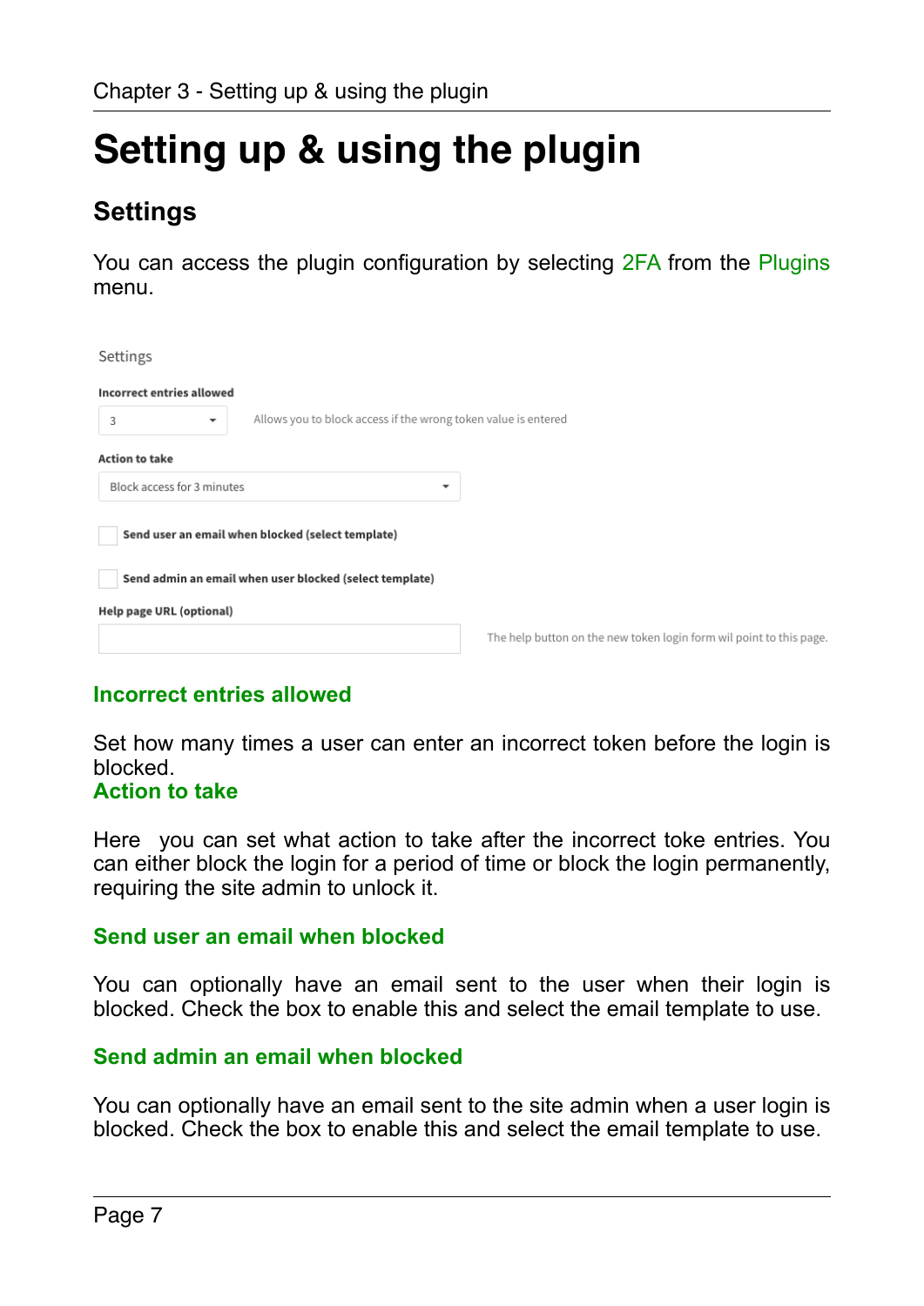# Setting up & using the plugin

## Settings

You can access the plugin configuration by selecting 2FA from the Plugins menu.

Settings

**Incorrect entries allowed**

3 — Allows you to block access if the wrong token value is entered

**Action to take**

Block access for 3 minutes

☐ **Send user an email when blocked (select template)**

☐ **Send admin an email when user blocked (select template)**

**Help page URL (optional)**

The help button on the new token login form wil point to this page.

### Incorrect entries allowed

Set how many times a user can enter an incorrect token before the login is blocked.

### Action to take

Here you can set what action to take after the incorrect toke entries. You can either block the login for a period of time or block the login permanently, requiring the site admin to unlock it.

### Send user an email when blocked

You can optionally have an email sent to the user when their login is blocked. Check the box to enable this and select the email template to use.

### Send admin an email when blocked

You can optionally have an email sent to the site admin when a user login is blocked. Check the box to enable this and select the email template to use.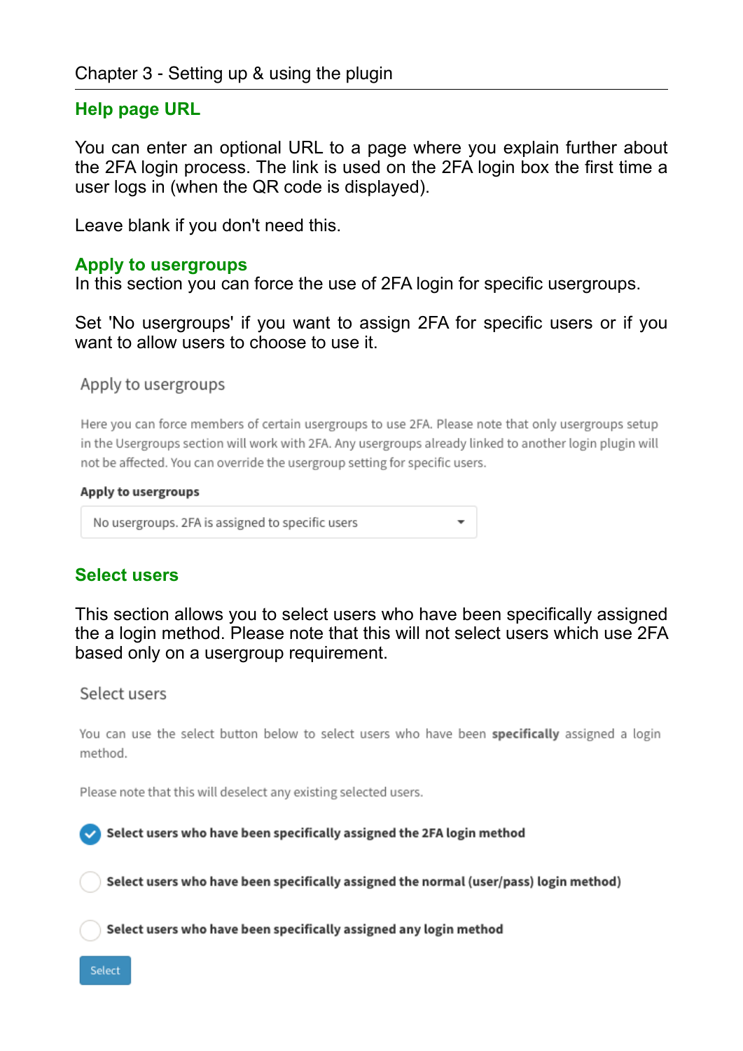## Help page URL

You can enter an optional URL to a page where you explain further about the 2FA login process. The link is used on the 2FA login box the first time a user logs in (when the QR code is displayed).

Leave blank if you don't need this.

## Apply to usergroups

In this section you can force the use of 2FA login for specific usergroups.

Set 'No usergroups' if you want to assign 2FA for specific users or if you want to allow users to choose to use it.

Apply to usergroups

Here you can force members of certain usergroups to use 2FA. Please note that only usergroups setup in the Usergroups section will work with 2FA. Any usergroups already linked to another login plugin will not be affected. You can override the usergroup setting for specific users.

**Apply to usergroups**

No usergroups. 2FA is assigned to specific users

## Select users

This section allows you to select users who have been specifically assigned the a login method. Please note that this will not select users which use 2FA based only on a usergroup requirement.

Select users

You can use the select button below to select users who have been **specifically** assigned a login method.

Please note that this will deselect any existing selected users.

- [x] **Select users who have been specifically assigned the 2FA login method**
- [ ] **Select users who have been specifically assigned the normal (user/pass) login method)**
- [ ] **Select users who have been specifically assigned any login method**

Select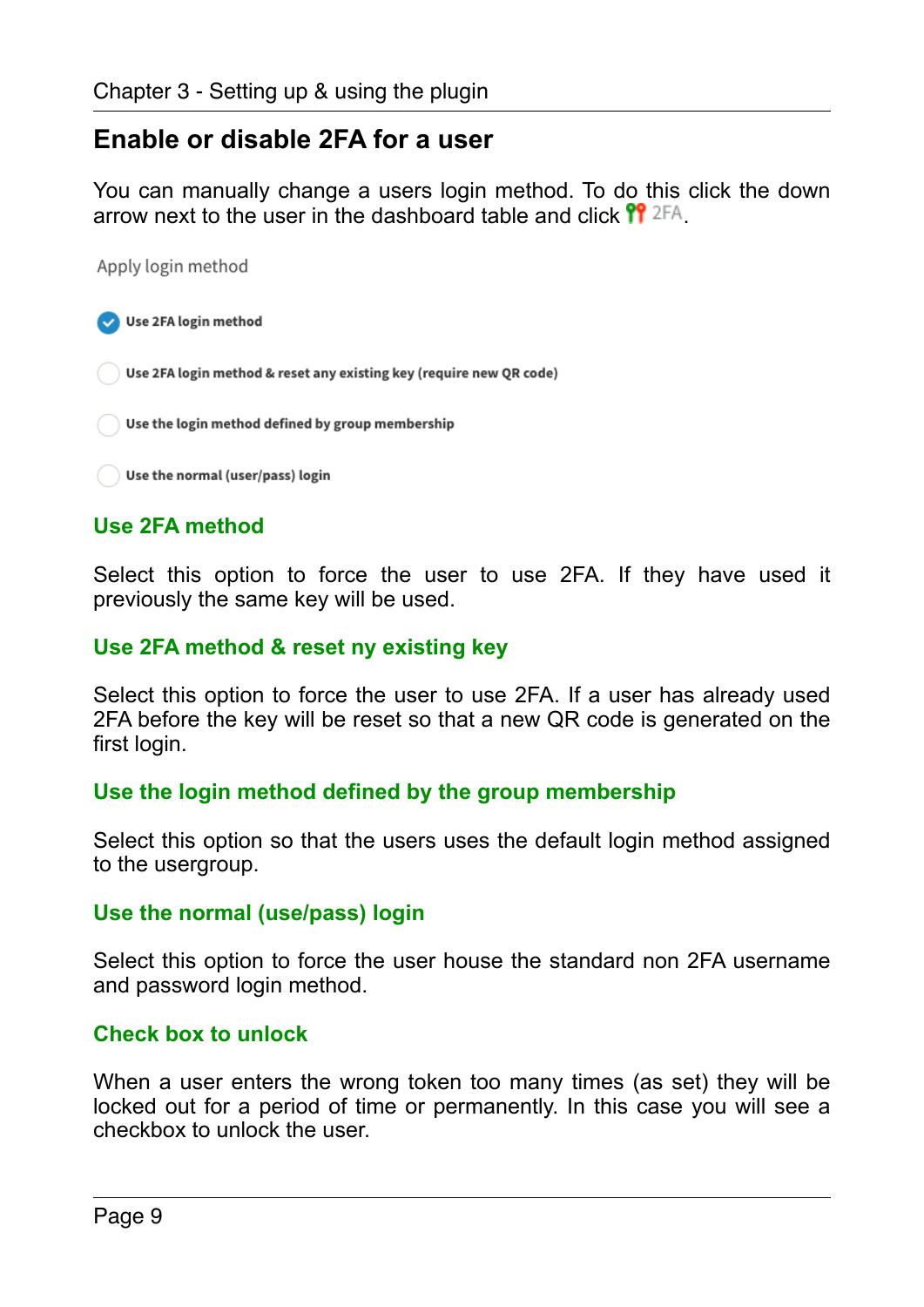## Enable or disable 2FA for a user

You can manually change a users login method. To do this click the down arrow next to the user in the dashboard table and click 2FA.

Apply login method

- [x] Use 2FA login method
- [ ] Use 2FA login method & reset any existing key (require new QR code)
- [ ] Use the login method defined by group membership
- [ ] Use the normal (user/pass) login

### Use 2FA method

Select this option to force the user to use 2FA. If they have used it previously the same key will be used.

### Use 2FA method & reset ny existing key

Select this option to force the user to use 2FA. If a user has already used 2FA before the key will be reset so that a new QR code is generated on the first login.

### Use the login method defined by the group membership

Select this option so that the users uses the default login method assigned to the usergroup.

### Use the normal (use/pass) login

Select this option to force the user house the standard non 2FA username and password login method.

### Check box to unlock

When a user enters the wrong token too many times (as set) they will be locked out for a period of time or permanently. In this case you will see a checkbox to unlock the user.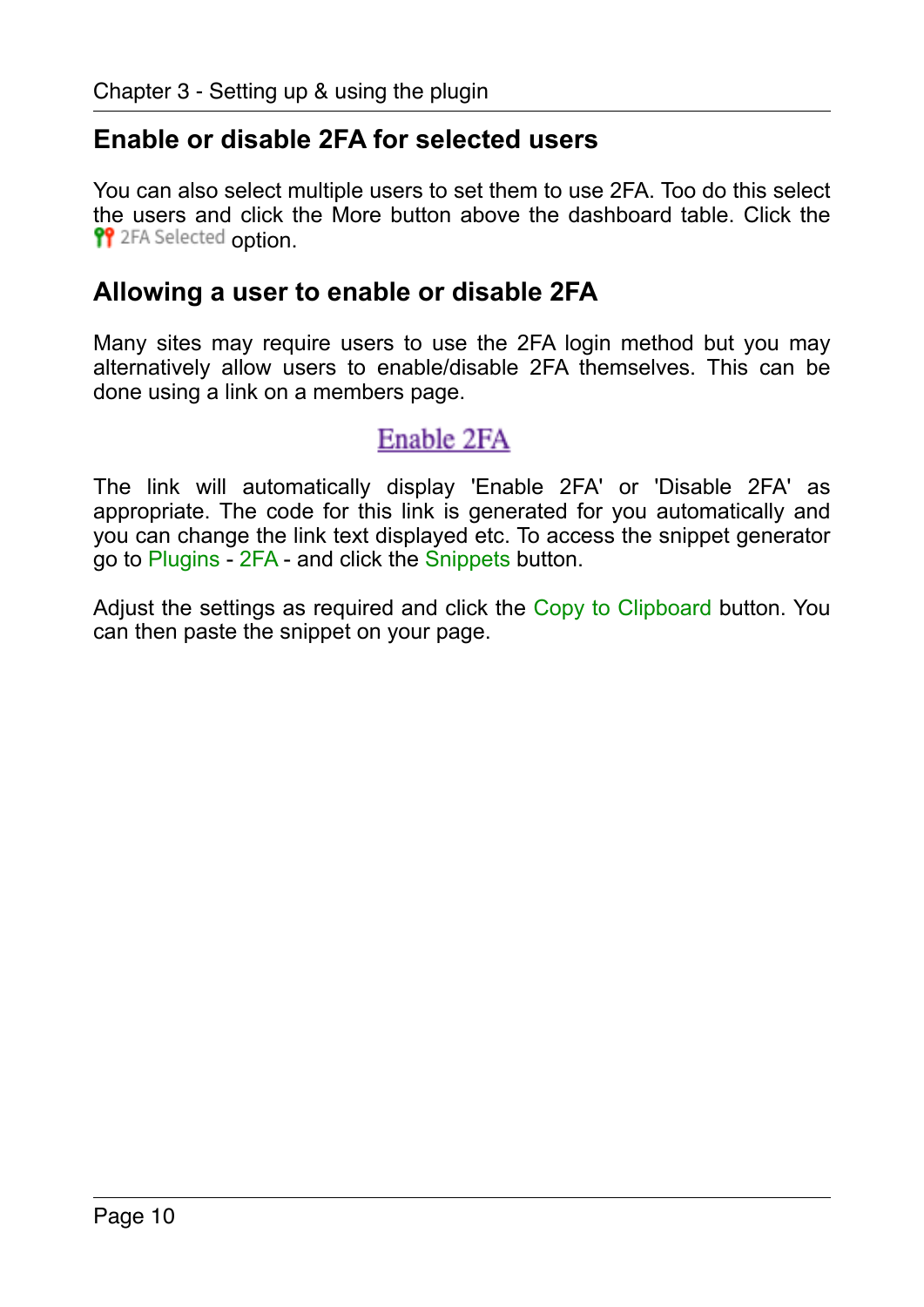## Enable or disable 2FA for selected users

You can also select multiple users to set them to use 2FA. Too do this select the users and click the More button above the dashboard table. Click the 2FA Selected option.

## Allowing a user to enable or disable 2FA

Many sites may require users to use the 2FA login method but you may alternatively allow users to enable/disable 2FA themselves. This can be done using a link on a members page.

Enable 2FA

The link will automatically display 'Enable 2FA' or 'Disable 2FA' as appropriate. The code for this link is generated for you automatically and you can change the link text displayed etc. To access the snippet generator go to Plugins - 2FA - and click the Snippets button.

Adjust the settings as required and click the Copy to Clipboard button. You can then paste the snippet on your page.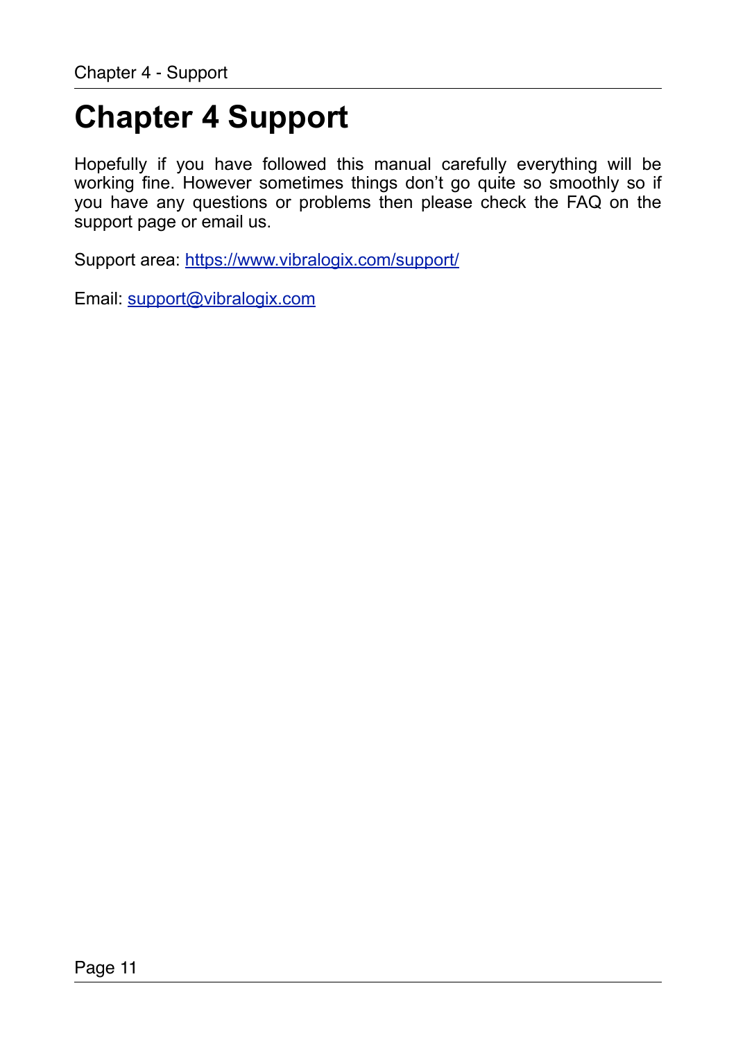# Chapter 4 Support

Hopefully if you have followed this manual carefully everything will be working fine. However sometimes things don't go quite so smoothly so if you have any questions or problems then please check the FAQ on the support page or email us.

Support area: https://www.vibralogix.com/support/

Email: support@vibralogix.com